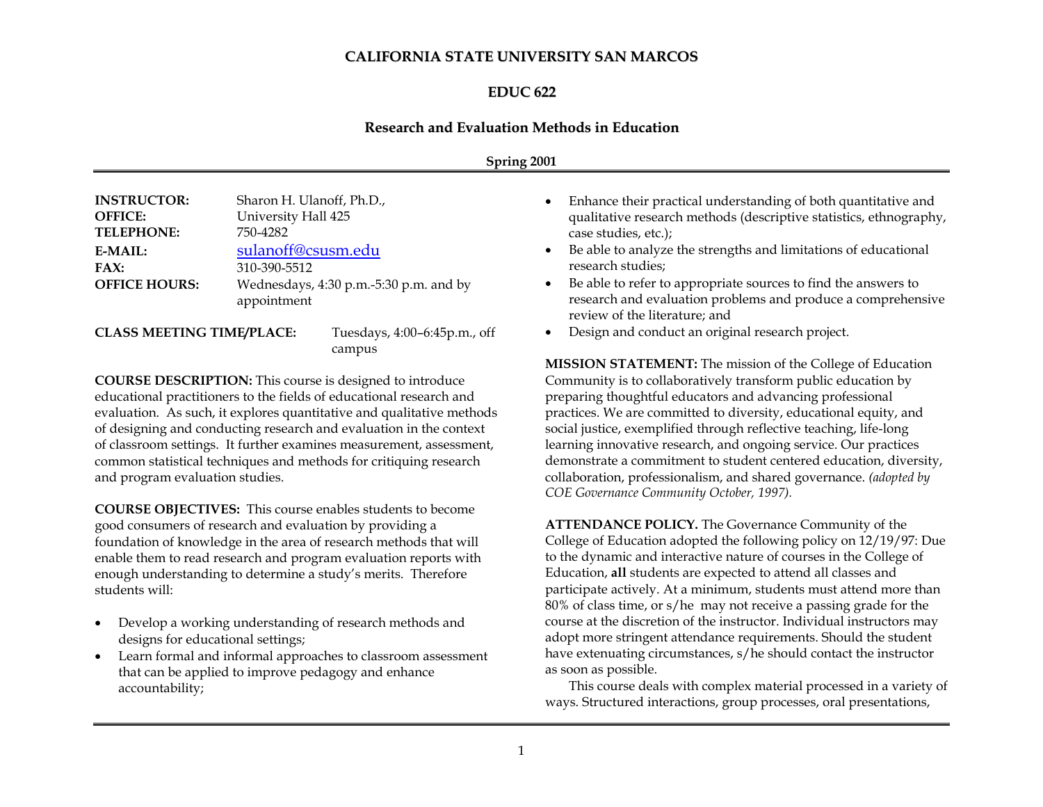# CALIFORNIA STATE UNIVERSITY SAN MARCOS

## EDUC 622

### Research and Evaluation Methods in Education

**Spring 2001**

**INSTRUCTOR:** Sharon H. Ulanoff, Ph.D.,
**OFFICE:** University Hall 425
**TELEPHONE:** 750-4282
**E-MAIL:** sulanoff@csusm.edu
**FAX:** 310-390-5512
**OFFICE HOURS:** Wednesdays, 4:30 p.m.-5:30 p.m. and by appointment

**CLASS MEETING TIME/PLACE:** Tuesdays, 4:00–6:45p.m., off campus

**COURSE DESCRIPTION:** This course is designed to introduce educational practitioners to the fields of educational research and evaluation. As such, it explores quantitative and qualitative methods of designing and conducting research and evaluation in the context of classroom settings. It further examines measurement, assessment, common statistical techniques and methods for critiquing research and program evaluation studies.

**COURSE OBJECTIVES:** This course enables students to become good consumers of research and evaluation by providing a foundation of knowledge in the area of research methods that will enable them to read research and program evaluation reports with enough understanding to determine a study's merits. Therefore students will:

- Develop a working understanding of research methods and designs for educational settings;
- Learn formal and informal approaches to classroom assessment that can be applied to improve pedagogy and enhance accountability;
- Enhance their practical understanding of both quantitative and qualitative research methods (descriptive statistics, ethnography, case studies, etc.);
- Be able to analyze the strengths and limitations of educational research studies;
- Be able to refer to appropriate sources to find the answers to research and evaluation problems and produce a comprehensive review of the literature; and
- Design and conduct an original research project.

**MISSION STATEMENT:** The mission of the College of Education Community is to collaboratively transform public education by preparing thoughtful educators and advancing professional practices. We are committed to diversity, educational equity, and social justice, exemplified through reflective teaching, life-long learning innovative research, and ongoing service. Our practices demonstrate a commitment to student centered education, diversity, collaboration, professionalism, and shared governance. *(adopted by COE Governance Community October, 1997).*

**ATTENDANCE POLICY.** The Governance Community of the College of Education adopted the following policy on 12/19/97: Due to the dynamic and interactive nature of courses in the College of Education, **all** students are expected to attend all classes and participate actively. At a minimum, students must attend more than 80% of class time, or s/he may not receive a passing grade for the course at the discretion of the instructor. Individual instructors may adopt more stringent attendance requirements. Should the student have extenuating circumstances, s/he should contact the instructor as soon as possible.

This course deals with complex material processed in a variety of ways. Structured interactions, group processes, oral presentations,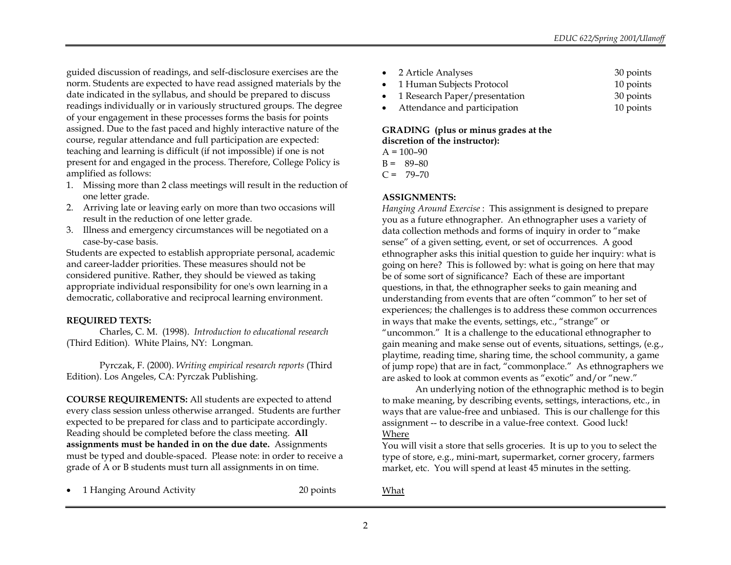guided discussion of readings, and self-disclosure exercises are the norm. Students are expected to have read assigned materials by the date indicated in the syllabus, and should be prepared to discuss readings individually or in variously structured groups. The degree of your engagement in these processes forms the basis for points assigned. Due to the fast paced and highly interactive nature of the course, regular attendance and full participation are expected: teaching and learning is difficult (if not impossible) if one is not present for and engaged in the process. Therefore, College Policy is amplified as follows:

1. Missing more than 2 class meetings will result in the reduction of one letter grade.
2. Arriving late or leaving early on more than two occasions will result in the reduction of one letter grade.
3. Illness and emergency circumstances will be negotiated on a case-by-case basis.

Students are expected to establish appropriate personal, academic and career-ladder priorities. These measures should not be considered punitive. Rather, they should be viewed as taking appropriate individual responsibility for one's own learning in a democratic, collaborative and reciprocal learning environment.

**REQUIRED TEXTS:**

Charles, C. M. (1998). *Introduction to educational research* (Third Edition). White Plains, NY: Longman.

Pyrczak, F. (2000). *Writing empirical research reports* (Third Edition). Los Angeles, CA: Pyrczak Publishing.

**COURSE REQUIREMENTS:** All students are expected to attend every class session unless otherwise arranged. Students are further expected to be prepared for class and to participate accordingly. Reading should be completed before the class meeting. **All assignments must be handed in on the due date.** Assignments must be typed and double-spaced. Please note: in order to receive a grade of A or B students must turn all assignments in on time.

- 1 Hanging Around Activity — 20 points
- 2 Article Analyses — 30 points
- 1 Human Subjects Protocol — 10 points
- 1 Research Paper/presentation — 30 points
- Attendance and participation — 10 points

**GRADING (plus or minus grades at the discretion of the instructor):**

A = 100–90
B = 89–80
C = 79–70

**ASSIGNMENTS:**

*Hanging Around Exercise* : This assignment is designed to prepare you as a future ethnographer. An ethnographer uses a variety of data collection methods and forms of inquiry in order to "make sense" of a given setting, event, or set of occurrences. A good ethnographer asks this initial question to guide her inquiry: what is going on here? This is followed by: what is going on here that may be of some sort of significance? Each of these are important questions, in that, the ethnographer seeks to gain meaning and understanding from events that are often "common" to her set of experiences; the challenges is to address these common occurrences in ways that make the events, settings, etc., "strange" or "uncommon." It is a challenge to the educational ethnographer to gain meaning and make sense out of events, situations, settings, (e.g., playtime, reading time, sharing time, the school community, a game of jump rope) that are in fact, "commonplace." As ethnographers we are asked to look at common events as "exotic" and/or "new."

An underlying notion of the ethnographic method is to begin to make meaning, by describing events, settings, interactions, etc., in ways that are value-free and unbiased. This is our challenge for this assignment -- to describe in a value-free context. Good luck!

<u>Where</u>

You will visit a store that sells groceries. It is up to you to select the type of store, e.g., mini-mart, supermarket, corner grocery, farmers market, etc. You will spend at least 45 minutes in the setting.

<u>What</u>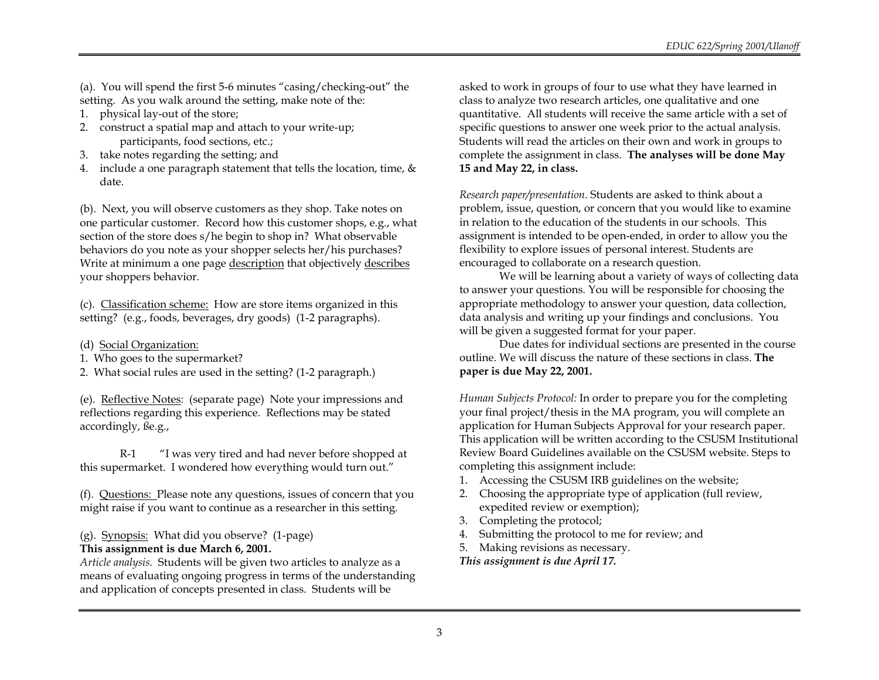(a). You will spend the first 5-6 minutes "casing/checking-out" the setting. As you walk around the setting, make note of the:

1. physical lay-out of the store;
2. construct a spatial map and attach to your write-up; participants, food sections, etc.;
3. take notes regarding the setting; and
4. include a one paragraph statement that tells the location, time, & date.

(b). Next, you will observe customers as they shop. Take notes on one particular customer. Record how this customer shops, e.g., what section of the store does s/he begin to shop in? What observable behaviors do you note as your shopper selects her/his purchases? Write at minimum a one page <u>description</u> that objectively <u>describes</u> your shoppers behavior.

(c). <u>Classification scheme:</u> How are store items organized in this setting? (e.g., foods, beverages, dry goods) (1-2 paragraphs).

(d) <u>Social Organization:</u>

1. Who goes to the supermarket?
2. What social rules are used in the setting? (1-2 paragraph.)

(e). <u>Reflective Notes</u>: (separate page) Note your impressions and reflections regarding this experience. Reflections may be stated accordingly, ße.g.,

R-1 "I was very tired and had never before shopped at this supermarket. I wondered how everything would turn out."

(f). <u>Questions:</u> Please note any questions, issues of concern that you might raise if you want to continue as a researcher in this setting.

(g). <u>Synopsis:</u> What did you observe? (1-page)

**This assignment is due March 6, 2001.**

*Article analysis.* Students will be given two articles to analyze as a means of evaluating ongoing progress in terms of the understanding and application of concepts presented in class. Students will be asked to work in groups of four to use what they have learned in class to analyze two research articles, one qualitative and one quantitative. All students will receive the same article with a set of specific questions to answer one week prior to the actual analysis. Students will read the articles on their own and work in groups to complete the assignment in class. **The analyses will be done May 15 and May 22, in class.**

*Research paper/presentation*. Students are asked to think about a problem, issue, question, or concern that you would like to examine in relation to the education of the students in our schools. This assignment is intended to be open-ended, in order to allow you the flexibility to explore issues of personal interest. Students are encouraged to collaborate on a research question.

We will be learning about a variety of ways of collecting data to answer your questions. You will be responsible for choosing the appropriate methodology to answer your question, data collection, data analysis and writing up your findings and conclusions. You will be given a suggested format for your paper.

Due dates for individual sections are presented in the course outline. We will discuss the nature of these sections in class. **The paper is due May 22, 2001.**

*Human Subjects Protocol:* In order to prepare you for the completing your final project/thesis in the MA program, you will complete an application for Human Subjects Approval for your research paper. This application will be written according to the CSUSM Institutional Review Board Guidelines available on the CSUSM website. Steps to completing this assignment include:

1. Accessing the CSUSM IRB guidelines on the website;
2. Choosing the appropriate type of application (full review, expedited review or exemption);
3. Completing the protocol;
4. Submitting the protocol to me for review; and
5. Making revisions as necessary.

***This assignment is due April 17.***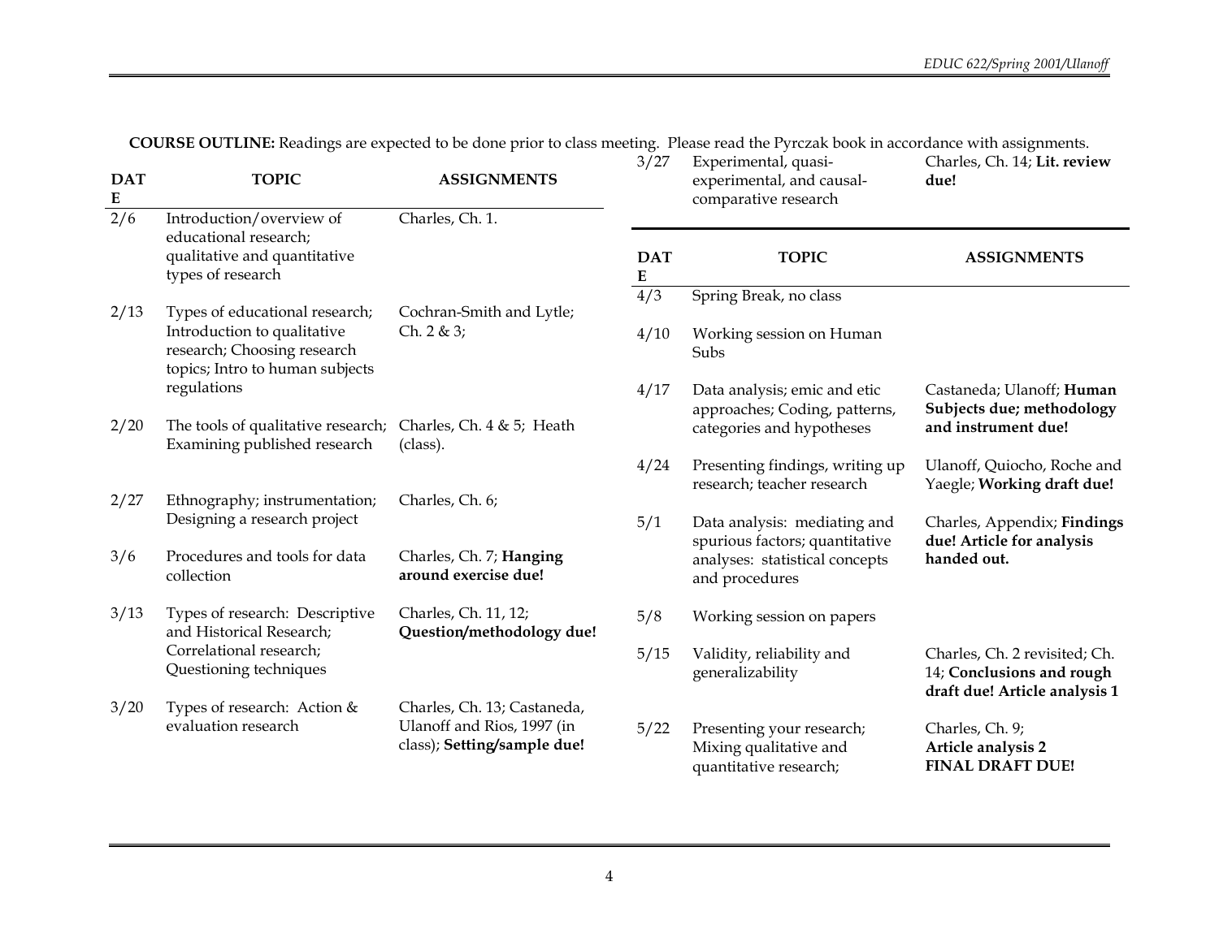**COURSE OUTLINE:** Readings are expected to be done prior to class meeting. Please read the Pyrczak book in accordance with assignments.

| DATE | TOPIC | ASSIGNMENTS |
|---|---|---|
| 2/6 | Introduction/overview of educational research; qualitative and quantitative types of research | Charles, Ch. 1. |
| 2/13 | Types of educational research; Introduction to qualitative research; Choosing research topics; Intro to human subjects regulations | Cochran-Smith and Lytle; Ch. 2 & 3; |
| 2/20 | The tools of qualitative research; Examining published research | Charles, Ch. 4 & 5; Heath (class). |
| 2/27 | Ethnography; instrumentation; Designing a research project | Charles, Ch. 6; |
| 3/6 | Procedures and tools for data collection | Charles, Ch. 7; **Hanging around exercise due!** |
| 3/13 | Types of research: Descriptive and Historical Research; Correlational research; Questioning techniques | Charles, Ch. 11, 12; **Question/methodology due!** |
| 3/20 | Types of research: Action & evaluation research | Charles, Ch. 13; Castaneda, Ulanoff and Rios, 1997 (in class); **Setting/sample due!** |
| 3/27 | Experimental, quasi-experimental, and causal-comparative research | Charles, Ch. 14; **Lit. review due!** |
| 4/3 | Spring Break, no class | |
| 4/10 | Working session on Human Subs | |
| 4/17 | Data analysis; emic and etic approaches; Coding, patterns, categories and hypotheses | Castaneda; Ulanoff; **Human Subjects due; methodology and instrument due!** |
| 4/24 | Presenting findings, writing up research; teacher research | Ulanoff, Quiocho, Roche and Yaegle; **Working draft due!** |
| 5/1 | Data analysis: mediating and spurious factors; quantitative analyses: statistical concepts and procedures | Charles, Appendix; **Findings due! Article for analysis handed out.** |
| 5/8 | Working session on papers | |
| 5/15 | Validity, reliability and generalizability | Charles, Ch. 2 revisited; Ch. 14; **Conclusions and rough draft due! Article analysis 1** |
| 5/22 | Presenting your research; Mixing qualitative and quantitative research; | Charles, Ch. 9; **Article analysis 2 FINAL DRAFT DUE!** |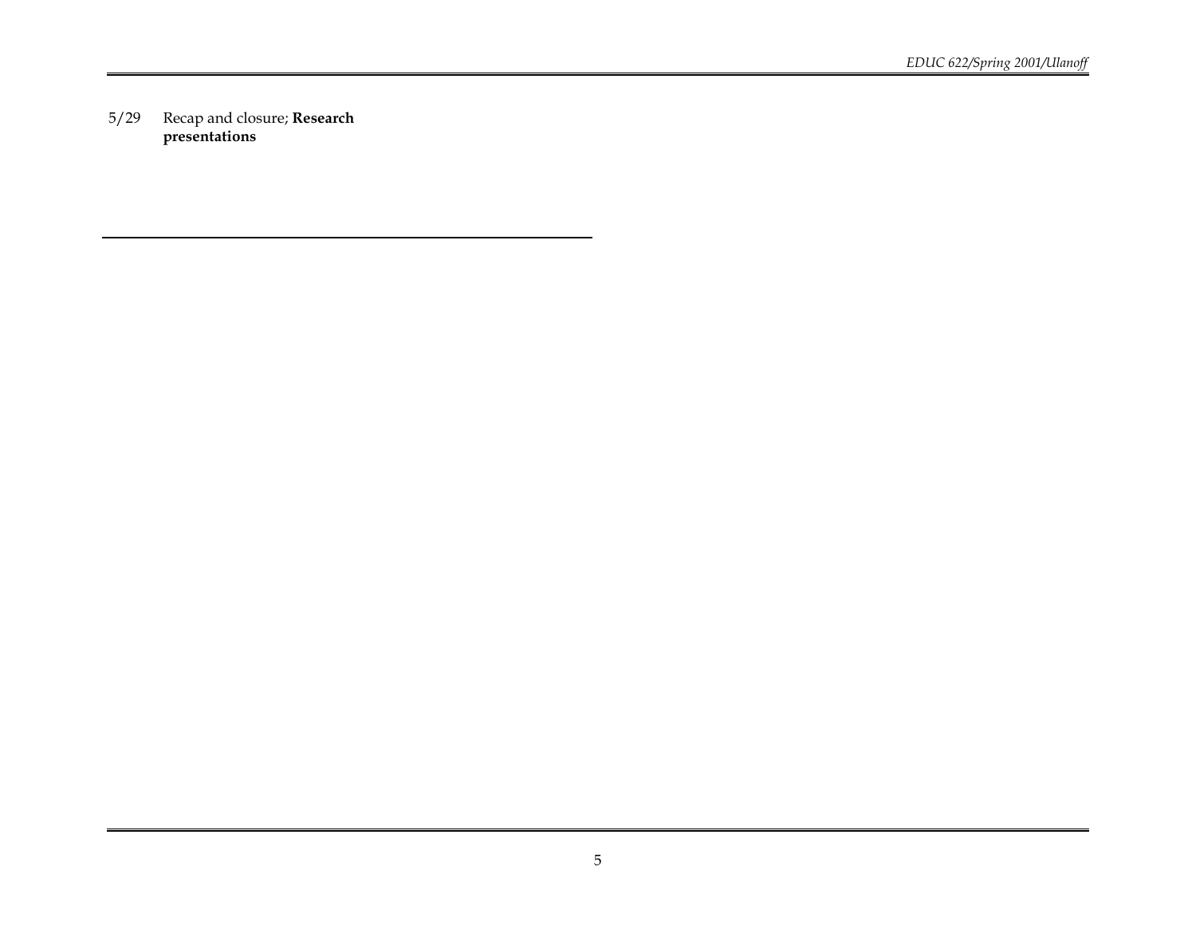5/29 Recap and closure; **Research presentations**

---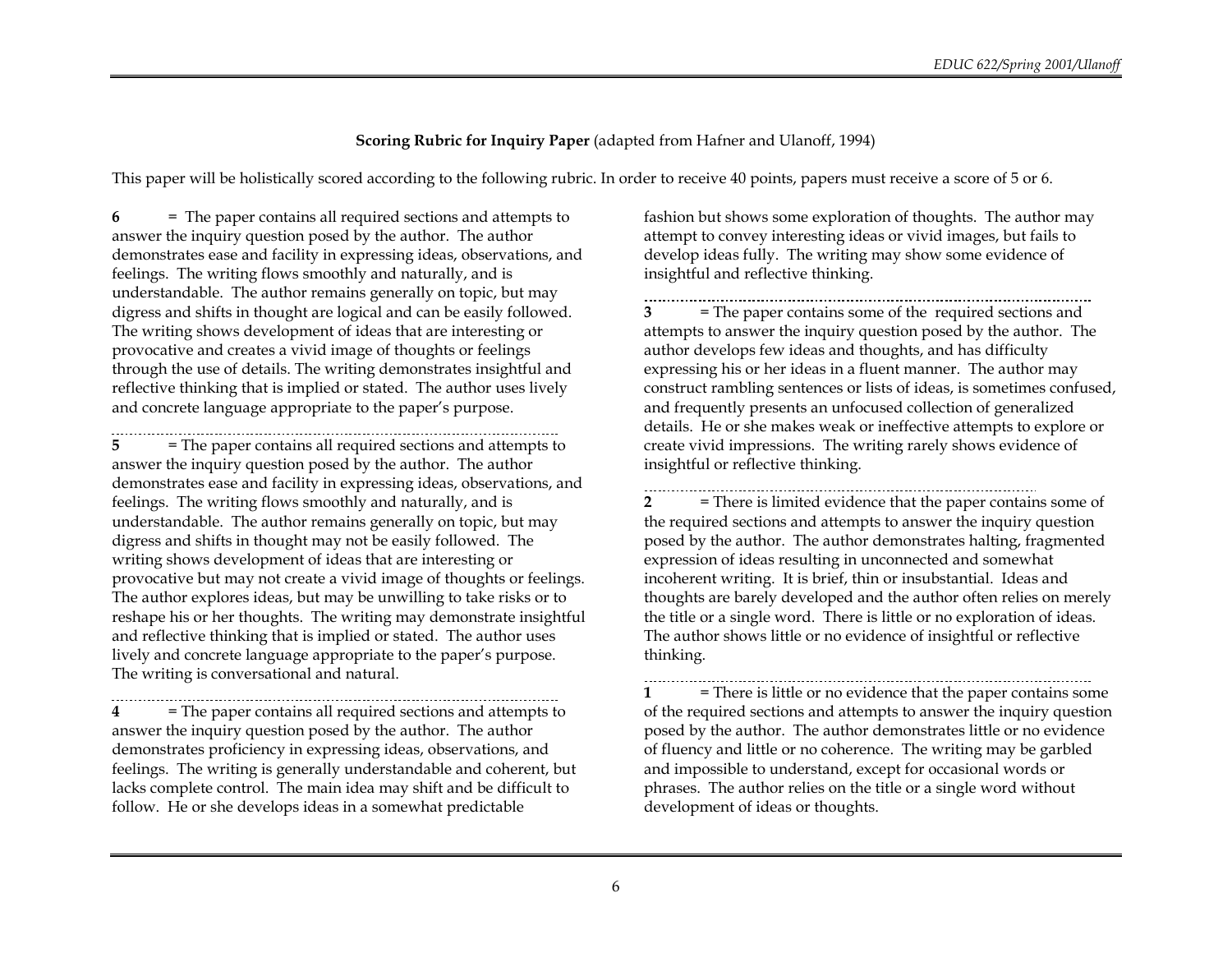**Scoring Rubric for Inquiry Paper** (adapted from Hafner and Ulanoff, 1994)

This paper will be holistically scored according to the following rubric. In order to receive 40 points, papers must receive a score of 5 or 6.

**6** = The paper contains all required sections and attempts to answer the inquiry question posed by the author. The author demonstrates ease and facility in expressing ideas, observations, and feelings. The writing flows smoothly and naturally, and is understandable. The author remains generally on topic, but may digress and shifts in thought are logical and can be easily followed. The writing shows development of ideas that are interesting or provocative and creates a vivid image of thoughts or feelings through the use of details. The writing demonstrates insightful and reflective thinking that is implied or stated. The author uses lively and concrete language appropriate to the paper's purpose.

---

**5** = The paper contains all required sections and attempts to answer the inquiry question posed by the author. The author demonstrates ease and facility in expressing ideas, observations, and feelings. The writing flows smoothly and naturally, and is understandable. The author remains generally on topic, but may digress and shifts in thought may not be easily followed. The writing shows development of ideas that are interesting or provocative but may not create a vivid image of thoughts or feelings. The author explores ideas, but may be unwilling to take risks or to reshape his or her thoughts. The writing may demonstrate insightful and reflective thinking that is implied or stated. The author uses lively and concrete language appropriate to the paper's purpose. The writing is conversational and natural.

---

**4** = The paper contains all required sections and attempts to answer the inquiry question posed by the author. The author demonstrates proficiency in expressing ideas, observations, and feelings. The writing is generally understandable and coherent, but lacks complete control. The main idea may shift and be difficult to follow. He or she develops ideas in a somewhat predictable fashion but shows some exploration of thoughts. The author may attempt to convey interesting ideas or vivid images, but fails to develop ideas fully. The writing may show some evidence of insightful and reflective thinking.

---

**3** = The paper contains some of the required sections and attempts to answer the inquiry question posed by the author. The author develops few ideas and thoughts, and has difficulty expressing his or her ideas in a fluent manner. The author may construct rambling sentences or lists of ideas, is sometimes confused, and frequently presents an unfocused collection of generalized details. He or she makes weak or ineffective attempts to explore or create vivid impressions. The writing rarely shows evidence of insightful or reflective thinking.

---

**2** = There is limited evidence that the paper contains some of the required sections and attempts to answer the inquiry question posed by the author. The author demonstrates halting, fragmented expression of ideas resulting in unconnected and somewhat incoherent writing. It is brief, thin or insubstantial. Ideas and thoughts are barely developed and the author often relies on merely the title or a single word. There is little or no exploration of ideas. The author shows little or no evidence of insightful or reflective thinking.

---

**1** = There is little or no evidence that the paper contains some of the required sections and attempts to answer the inquiry question posed by the author. The author demonstrates little or no evidence of fluency and little or no coherence. The writing may be garbled and impossible to understand, except for occasional words or phrases. The author relies on the title or a single word without development of ideas or thoughts.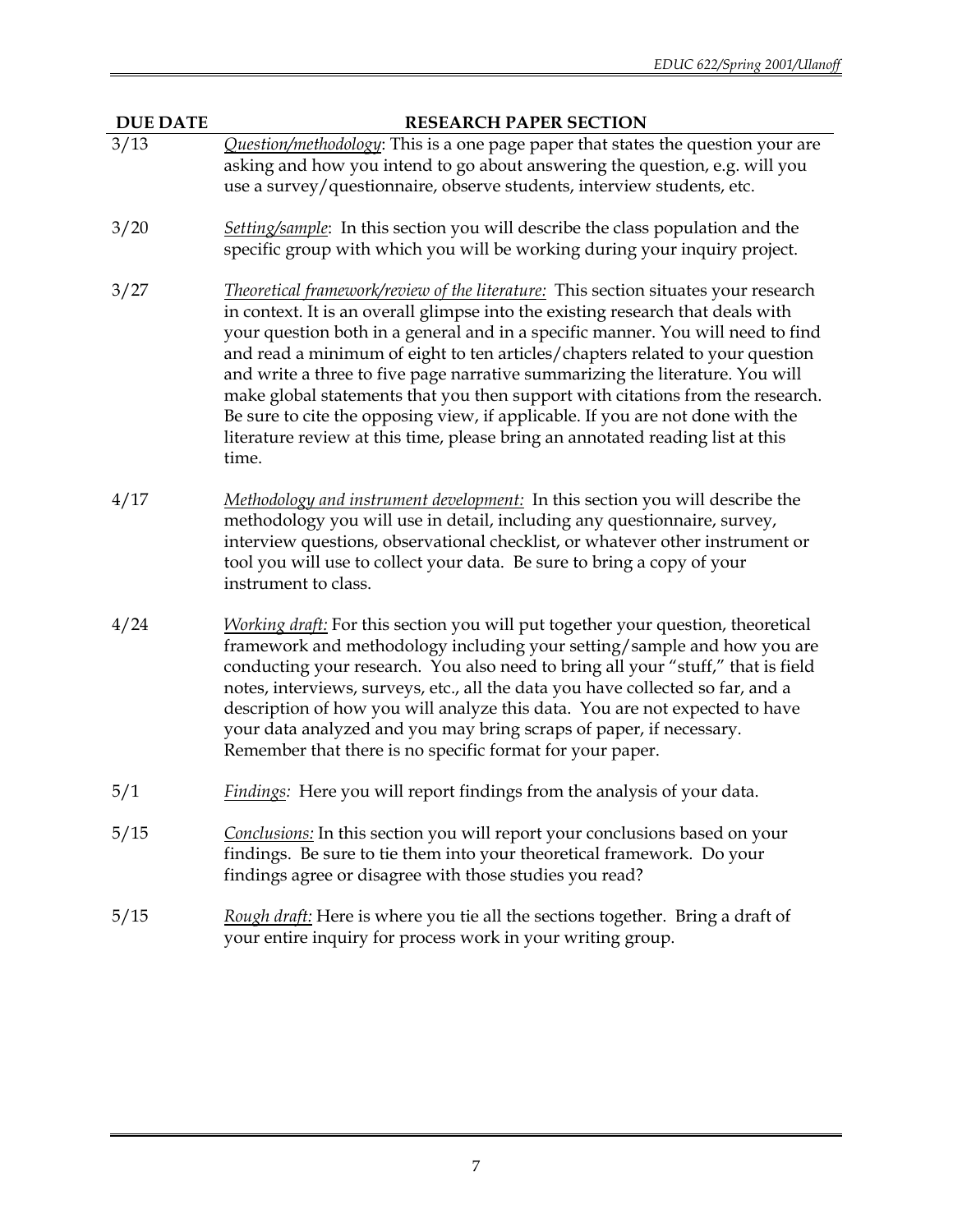| DUE DATE | RESEARCH PAPER SECTION |
| --- | --- |
| 3/13 | <u>*Question/methodology*</u>: This is a one page paper that states the question your are asking and how you intend to go about answering the question, e.g. will you use a survey/questionnaire, observe students, interview students, etc. |
| 3/20 | <u>*Setting/sample*</u>: In this section you will describe the class population and the specific group with which you will be working during your inquiry project. |
| 3/27 | <u>*Theoretical framework/review of the literature:*</u> This section situates your research in context. It is an overall glimpse into the existing research that deals with your question both in a general and in a specific manner. You will need to find and read a minimum of eight to ten articles/chapters related to your question and write a three to five page narrative summarizing the literature. You will make global statements that you then support with citations from the research. Be sure to cite the opposing view, if applicable. If you are not done with the literature review at this time, please bring an annotated reading list at this time. |
| 4/17 | <u>*Methodology and instrument development:*</u> In this section you will describe the methodology you will use in detail, including any questionnaire, survey, interview questions, observational checklist, or whatever other instrument or tool you will use to collect your data. Be sure to bring a copy of your instrument to class. |
| 4/24 | <u>*Working draft:*</u> For this section you will put together your question, theoretical framework and methodology including your setting/sample and how you are conducting your research. You also need to bring all your "stuff," that is field notes, interviews, surveys, etc., all the data you have collected so far, and a description of how you will analyze this data. You are not expected to have your data analyzed and you may bring scraps of paper, if necessary. Remember that there is no specific format for your paper. |
| 5/1 | <u>*Findings:*</u> Here you will report findings from the analysis of your data. |
| 5/15 | <u>*Conclusions:*</u> In this section you will report your conclusions based on your findings. Be sure to tie them into your theoretical framework. Do your findings agree or disagree with those studies you read? |
| 5/15 | <u>*Rough draft:*</u> Here is where you tie all the sections together. Bring a draft of your entire inquiry for process work in your writing group. |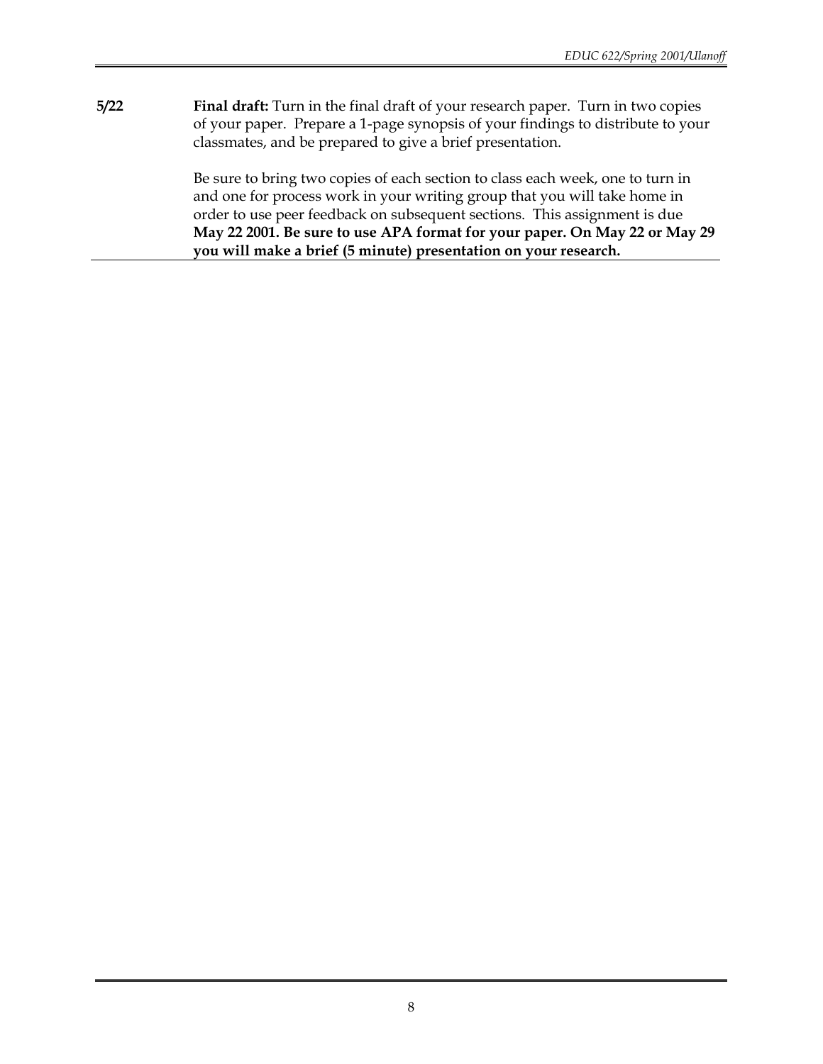**5/22** **Final draft:** Turn in the final draft of your research paper. Turn in two copies of your paper. Prepare a 1-page synopsis of your findings to distribute to your classmates, and be prepared to give a brief presentation.

Be sure to bring two copies of each section to class each week, one to turn in and one for process work in your writing group that you will take home in order to use peer feedback on subsequent sections. This assignment is due **May 22 2001. Be sure to use APA format for your paper. On May 22 or May 29 you will make a brief (5 minute) presentation on your research.**